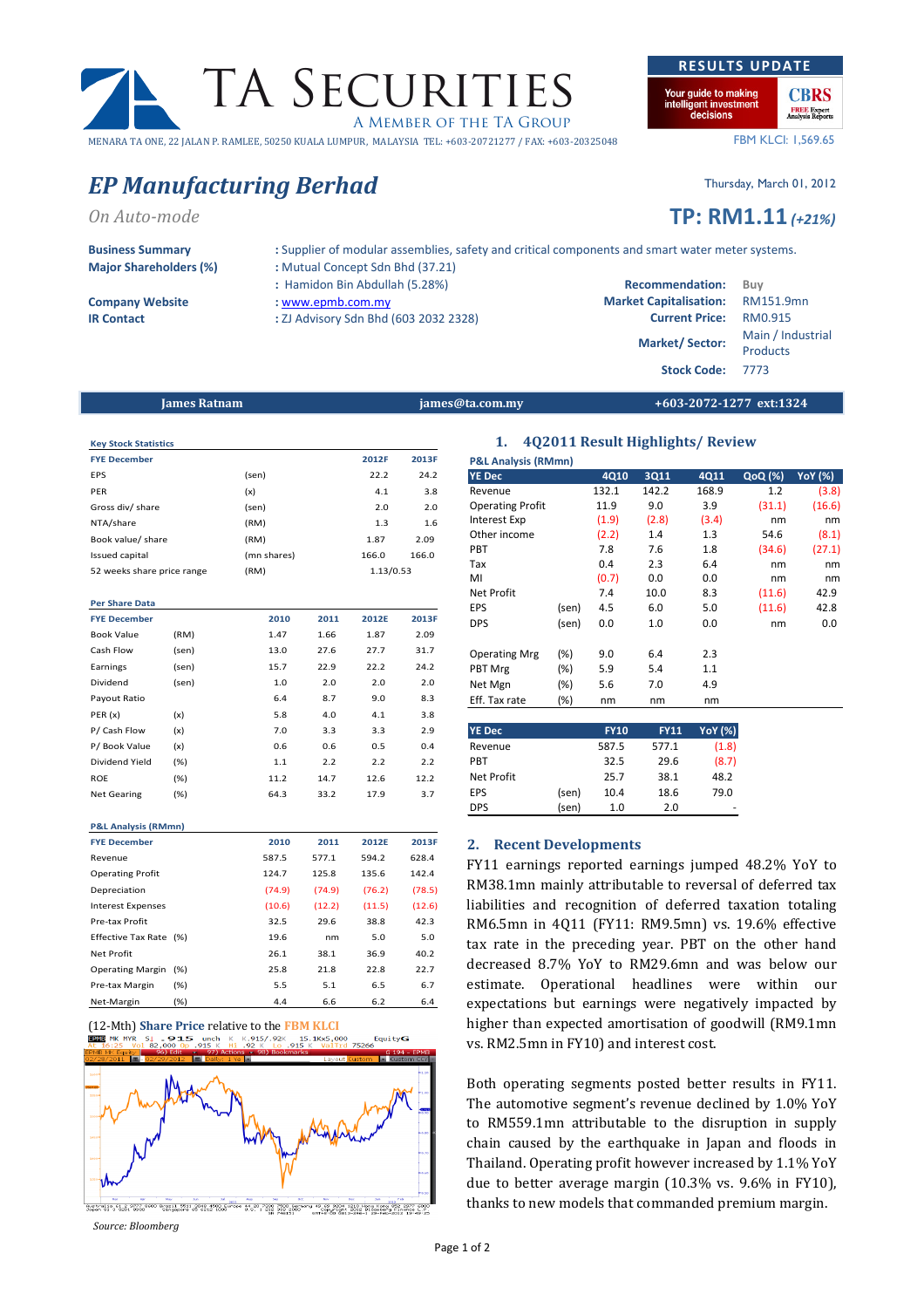# TA SECURITIES

A MEMBER OF THE TA GROUP

MENARA TA ONE, 22 JALAN P. RAMLEE, 50250 KUALA LUMPUR, MALAYSIA TEL: +603-20721277 / FAX: +603-20325048

**RESULTS UPDATE**

Your guide to making intelligent investment decisions — CBRS FREE Expert Analysis Reports

FBM KLCI: 1,569.65

# *EP Manufacturing Berhad*

Thursday, March 01, 2012

*On Auto-mode*

**TP: RM1.11** *(+21%)*

**Business Summary** : Supplier of modular assemblies, safety and critical components and smart water meter systems.

**Major Shareholders (%)** : Mutual Concept Sdn Bhd (37.21)
: Hamidon Bin Abdullah (5.28%)

**Company Website** : www.epmb.com.my

**IR Contact** : ZJ Advisory Sdn Bhd (603 2032 2328)

| | |
|---|---|
| **Recommendation:** | Buy |
| **Market Capitalisation:** | RM151.9mn |
| **Current Price:** | RM0.915 |
| **Market/ Sector:** | Main / Industrial Products |
| **Stock Code:** | 7773 |

**James Ratnam** | james@ta.com.my | +603-2072-1277 ext:1324

**Key Stock Statistics**

| FYE December | | 2012F | 2013F |
|---|---|---|---|
| EPS | (sen) | 22.2 | 24.2 |
| PER | (x) | 4.1 | 3.8 |
| Gross div/ share | (sen) | 2.0 | 2.0 |
| NTA/share | (RM) | 1.3 | 1.6 |
| Book value/ share | (RM) | 1.87 | 2.09 |
| Issued capital | (mn shares) | 166.0 | 166.0 |
| 52 weeks share price range | (RM) | 1.13/0.53 | |

**Per Share Data**

| FYE December | | 2010 | 2011 | 2012E | 2013F |
|---|---|---|---|---|---|
| Book Value | (RM) | 1.47 | 1.66 | 1.87 | 2.09 |
| Cash Flow | (sen) | 13.0 | 27.6 | 27.7 | 31.7 |
| Earnings | (sen) | 15.7 | 22.9 | 22.2 | 24.2 |
| Dividend | (sen) | 1.0 | 2.0 | 2.0 | 2.0 |
| Payout Ratio | | 6.4 | 8.7 | 9.0 | 8.3 |
| PER (x) | (x) | 5.8 | 4.0 | 4.1 | 3.8 |
| P/ Cash Flow | (x) | 7.0 | 3.3 | 3.3 | 2.9 |
| P/ Book Value | (x) | 0.6 | 0.6 | 0.5 | 0.4 |
| Dividend Yield | (%) | 1.1 | 2.2 | 2.2 | 2.2 |
| ROE | (%) | 11.2 | 14.7 | 12.6 | 12.2 |
| Net Gearing | (%) | 64.3 | 33.2 | 17.9 | 3.7 |

**P&L Analysis (RMmn)**

| FYE December | | 2010 | 2011 | 2012E | 2013F |
|---|---|---|---|---|---|
| Revenue | | 587.5 | 577.1 | 594.2 | 628.4 |
| Operating Profit | | 124.7 | 125.8 | 135.6 | 142.4 |
| Depreciation | | (74.9) | (74.9) | (76.2) | (78.5) |
| Interest Expenses | | (10.6) | (12.2) | (11.5) | (12.6) |
| Pre-tax Profit | | 32.5 | 29.6 | 38.8 | 42.3 |
| Effective Tax Rate | (%) | 19.6 | nm | 5.0 | 5.0 |
| Net Profit | | 26.1 | 38.1 | 36.9 | 40.2 |
| Operating Margin | (%) | 25.8 | 21.8 | 22.8 | 22.7 |
| Pre-tax Margin | (%) | 5.5 | 5.1 | 6.5 | 6.7 |
| Net-Margin | (%) | 4.4 | 6.6 | 6.2 | 6.4 |

(12-Mth) **Share Price** relative to the **FBM KLCI**

*Source: Bloomberg*

## 1. 4Q2011 Result Highlights/ Review

**P&L Analysis (RMmn)**

| YE Dec | | 4Q10 | 3Q11 | 4Q11 | QoQ (%) | YoY (%) |
|---|---|---|---|---|---|---|
| Revenue | | 132.1 | 142.2 | 168.9 | 1.2 | (3.8) |
| Operating Profit | | 11.9 | 9.0 | 3.9 | (31.1) | (16.6) |
| Interest Exp | | (1.9) | (2.8) | (3.4) | nm | nm |
| Other income | | (2.2) | 1.4 | 1.3 | 54.6 | (8.1) |
| PBT | | 7.8 | 7.6 | 1.8 | (34.6) | (27.1) |
| Tax | | 0.4 | 2.3 | 6.4 | nm | nm |
| MI | | (0.7) | 0.0 | 0.0 | nm | nm |
| Net Profit | | 7.4 | 10.0 | 8.3 | (11.6) | 42.9 |
| EPS | (sen) | 4.5 | 6.0 | 5.0 | (11.6) | 42.8 |
| DPS | (sen) | 0.0 | 1.0 | 0.0 | nm | 0.0 |
| | | | | | | |
| Operating Mrg | (%) | 9.0 | 6.4 | 2.3 | | |
| PBT Mrg | (%) | 5.9 | 5.4 | 1.1 | | |
| Net Mgn | (%) | 5.6 | 7.0 | 4.9 | | |
| Eff. Tax rate | (%) | nm | nm | nm | | |

| YE Dec | | FY10 | FY11 | YoY (%) |
|---|---|---|---|---|
| Revenue | | 587.5 | 577.1 | (1.8) |
| PBT | | 32.5 | 29.6 | (8.7) |
| Net Profit | | 25.7 | 38.1 | 48.2 |
| EPS | (sen) | 10.4 | 18.6 | 79.0 |
| DPS | (sen) | 1.0 | 2.0 | - |

## 2. Recent Developments

FY11 earnings reported earnings jumped 48.2% YoY to RM38.1mn mainly attributable to reversal of deferred tax liabilities and recognition of deferred taxation totaling RM6.5mn in 4Q11 (FY11: RM9.5mn) vs. 19.6% effective tax rate in the preceding year. PBT on the other hand decreased 8.7% YoY to RM29.6mn and was below our estimate. Operational headlines were within our expectations but earnings were negatively impacted by higher than expected amortisation of goodwill (RM9.1mn vs. RM2.5mn in FY10) and interest cost.

Both operating segments posted better results in FY11. The automotive segment's revenue declined by 1.0% YoY to RM559.1mn attributable to the disruption in supply chain caused by the earthquake in Japan and floods in Thailand. Operating profit however increased by 1.1% YoY due to better average margin (10.3% vs. 9.6% in FY10), thanks to new models that commanded premium margin.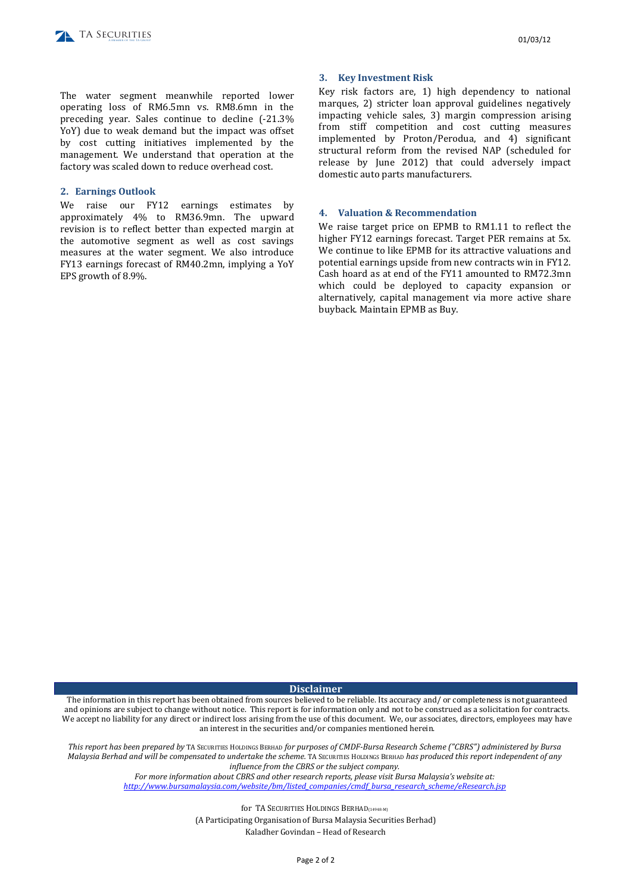The water segment meanwhile reported lower operating loss of RM6.5mn vs. RM8.6mn in the preceding year. Sales continue to decline (-21.3% YoY) due to weak demand but the impact was offset by cost cutting initiatives implemented by the management. We understand that operation at the factory was scaled down to reduce overhead cost.

## 2. Earnings Outlook

We raise our FY12 earnings estimates by approximately 4% to RM36.9mn. The upward revision is to reflect better than expected margin at the automotive segment as well as cost savings measures at the water segment. We also introduce FY13 earnings forecast of RM40.2mn, implying a YoY EPS growth of 8.9%.

## 3. Key Investment Risk

Key risk factors are, 1) high dependency to national marques, 2) stricter loan approval guidelines negatively impacting vehicle sales, 3) margin compression arising from stiff competition and cost cutting measures implemented by Proton/Perodua, and 4) significant structural reform from the revised NAP (scheduled for release by June 2012) that could adversely impact domestic auto parts manufacturers.

## 4. Valuation & Recommendation

We raise target price on EPMB to RM1.11 to reflect the higher FY12 earnings forecast. Target PER remains at 5x. We continue to like EPMB for its attractive valuations and potential earnings upside from new contracts win in FY12. Cash hoard as at end of the FY11 amounted to RM72.3mn which could be deployed to capacity expansion or alternatively, capital management via more active share buyback. Maintain EPMB as Buy.

## Disclaimer

The information in this report has been obtained from sources believed to be reliable. Its accuracy and/ or completeness is not guaranteed and opinions are subject to change without notice. This report is for information only and not to be construed as a solicitation for contracts. We accept no liability for any direct or indirect loss arising from the use of this document. We, our associates, directors, employees may have an interest in the securities and/or companies mentioned herein.

*This report has been prepared by* TA SECURITIES HOLDINGS BERHAD *for purposes of CMDF-Bursa Research Scheme ("CBRS") administered by Bursa Malaysia Berhad and will be compensated to undertake the scheme.* TA SECURITIES HOLDINGS BERHAD *has produced this report independent of any influence from the CBRS or the subject company.*

*For more information about CBRS and other research reports, please visit Bursa Malaysia's website at:*
*http://www.bursamalaysia.com/website/bm/listed_companies/cmdf_bursa_research_scheme/eResearch.jsp*

for TA SECURITIES HOLDINGS BERHAD(14948-M)
(A Participating Organisation of Bursa Malaysia Securities Berhad)
Kaladher Govindan – Head of Research